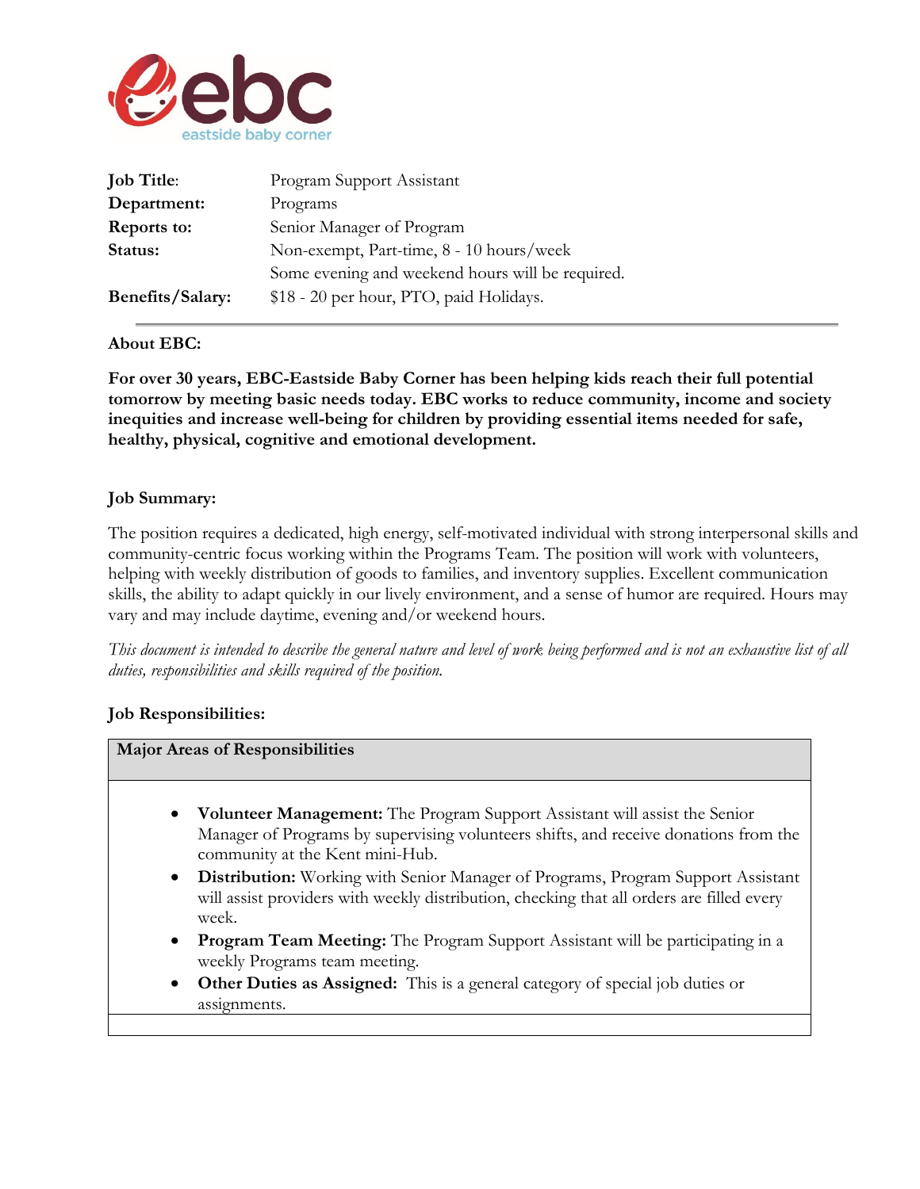ebc
eastside baby corner

| | |
|---|---|
| **Job Title**: | Program Support Assistant |
| **Department:** | Programs |
| **Reports to:** | Senior Manager of Program |
| **Status:** | Non-exempt, Part-time, 8 - 10 hours/week<br>Some evening and weekend hours will be required. |
| **Benefits/Salary:** | $18 - 20 per hour, PTO, paid Holidays. |

---

**About EBC:**

**For over 30 years, EBC-Eastside Baby Corner has been helping kids reach their full potential tomorrow by meeting basic needs today. EBC works to reduce community, income and society inequities and increase well-being for children by providing essential items needed for safe, healthy, physical, cognitive and emotional development.**

**Job Summary:**

The position requires a dedicated, high energy, self-motivated individual with strong interpersonal skills and community-centric focus working within the Programs Team. The position will work with volunteers, helping with weekly distribution of goods to families, and inventory supplies. Excellent communication skills, the ability to adapt quickly in our lively environment, and a sense of humor are required. Hours may vary and may include daytime, evening and/or weekend hours.

*This document is intended to describe the general nature and level of work being performed and is not an exhaustive list of all duties, responsibilities and skills required of the position.*

**Job Responsibilities:**

**Major Areas of Responsibilities**

- **Volunteer Management:** The Program Support Assistant will assist the Senior Manager of Programs by supervising volunteers shifts, and receive donations from the community at the Kent mini-Hub.
- **Distribution:** Working with Senior Manager of Programs, Program Support Assistant will assist providers with weekly distribution, checking that all orders are filled every week.
- **Program Team Meeting:** The Program Support Assistant will be participating in a weekly Programs team meeting.
- **Other Duties as Assigned:** This is a general category of special job duties or assignments.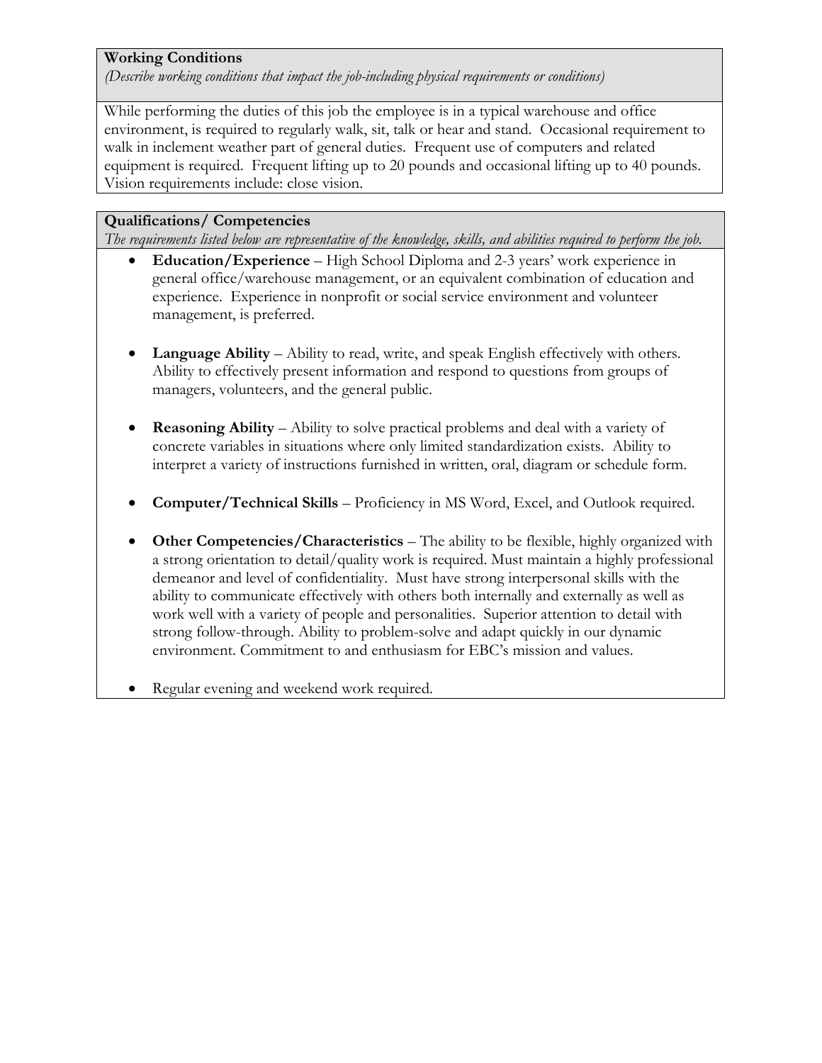**Working Conditions**

*(Describe working conditions that impact the job-including physical requirements or conditions)*

While performing the duties of this job the employee is in a typical warehouse and office environment, is required to regularly walk, sit, talk or hear and stand. Occasional requirement to walk in inclement weather part of general duties. Frequent use of computers and related equipment is required. Frequent lifting up to 20 pounds and occasional lifting up to 40 pounds. Vision requirements include: close vision.

**Qualifications/ Competencies**

*The requirements listed below are representative of the knowledge, skills, and abilities required to perform the job.*

- **Education/Experience** – High School Diploma and 2-3 years' work experience in general office/warehouse management, or an equivalent combination of education and experience. Experience in nonprofit or social service environment and volunteer management, is preferred.

- **Language Ability** – Ability to read, write, and speak English effectively with others. Ability to effectively present information and respond to questions from groups of managers, volunteers, and the general public.

- **Reasoning Ability** – Ability to solve practical problems and deal with a variety of concrete variables in situations where only limited standardization exists. Ability to interpret a variety of instructions furnished in written, oral, diagram or schedule form.

- **Computer/Technical Skills** – Proficiency in MS Word, Excel, and Outlook required.

- **Other Competencies/Characteristics** – The ability to be flexible, highly organized with a strong orientation to detail/quality work is required. Must maintain a highly professional demeanor and level of confidentiality. Must have strong interpersonal skills with the ability to communicate effectively with others both internally and externally as well as work well with a variety of people and personalities. Superior attention to detail with strong follow-through. Ability to problem-solve and adapt quickly in our dynamic environment. Commitment to and enthusiasm for EBC's mission and values.

- Regular evening and weekend work required.